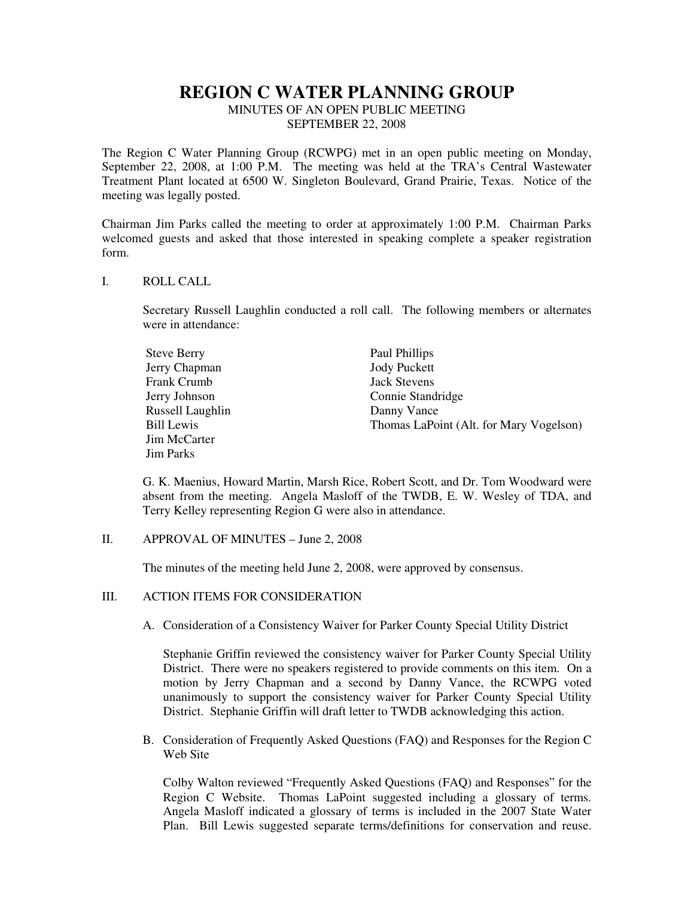# REGION C WATER PLANNING GROUP

MINUTES OF AN OPEN PUBLIC MEETING
SEPTEMBER 22, 2008

The Region C Water Planning Group (RCWPG) met in an open public meeting on Monday, September 22, 2008, at 1:00 P.M. The meeting was held at the TRA's Central Wastewater Treatment Plant located at 6500 W. Singleton Boulevard, Grand Prairie, Texas. Notice of the meeting was legally posted.

Chairman Jim Parks called the meeting to order at approximately 1:00 P.M. Chairman Parks welcomed guests and asked that those interested in speaking complete a speaker registration form.

## I. ROLL CALL

Secretary Russell Laughlin conducted a roll call. The following members or alternates were in attendance:

Steve Berry
Jerry Chapman
Frank Crumb
Jerry Johnson
Russell Laughlin
Bill Lewis
Jim McCarter
Jim Parks
Paul Phillips
Jody Puckett
Jack Stevens
Connie Standridge
Danny Vance
Thomas LaPoint (Alt. for Mary Vogelson)

G. K. Maenius, Howard Martin, Marsh Rice, Robert Scott, and Dr. Tom Woodward were absent from the meeting. Angela Masloff of the TWDB, E. W. Wesley of TDA, and Terry Kelley representing Region G were also in attendance.

## II. APPROVAL OF MINUTES – June 2, 2008

The minutes of the meeting held June 2, 2008, were approved by consensus.

## III. ACTION ITEMS FOR CONSIDERATION

A. Consideration of a Consistency Waiver for Parker County Special Utility District

Stephanie Griffin reviewed the consistency waiver for Parker County Special Utility District. There were no speakers registered to provide comments on this item. On a motion by Jerry Chapman and a second by Danny Vance, the RCWPG voted unanimously to support the consistency waiver for Parker County Special Utility District. Stephanie Griffin will draft letter to TWDB acknowledging this action.

B. Consideration of Frequently Asked Questions (FAQ) and Responses for the Region C Web Site

Colby Walton reviewed "Frequently Asked Questions (FAQ) and Responses" for the Region C Website. Thomas LaPoint suggested including a glossary of terms. Angela Masloff indicated a glossary of terms is included in the 2007 State Water Plan. Bill Lewis suggested separate terms/definitions for conservation and reuse.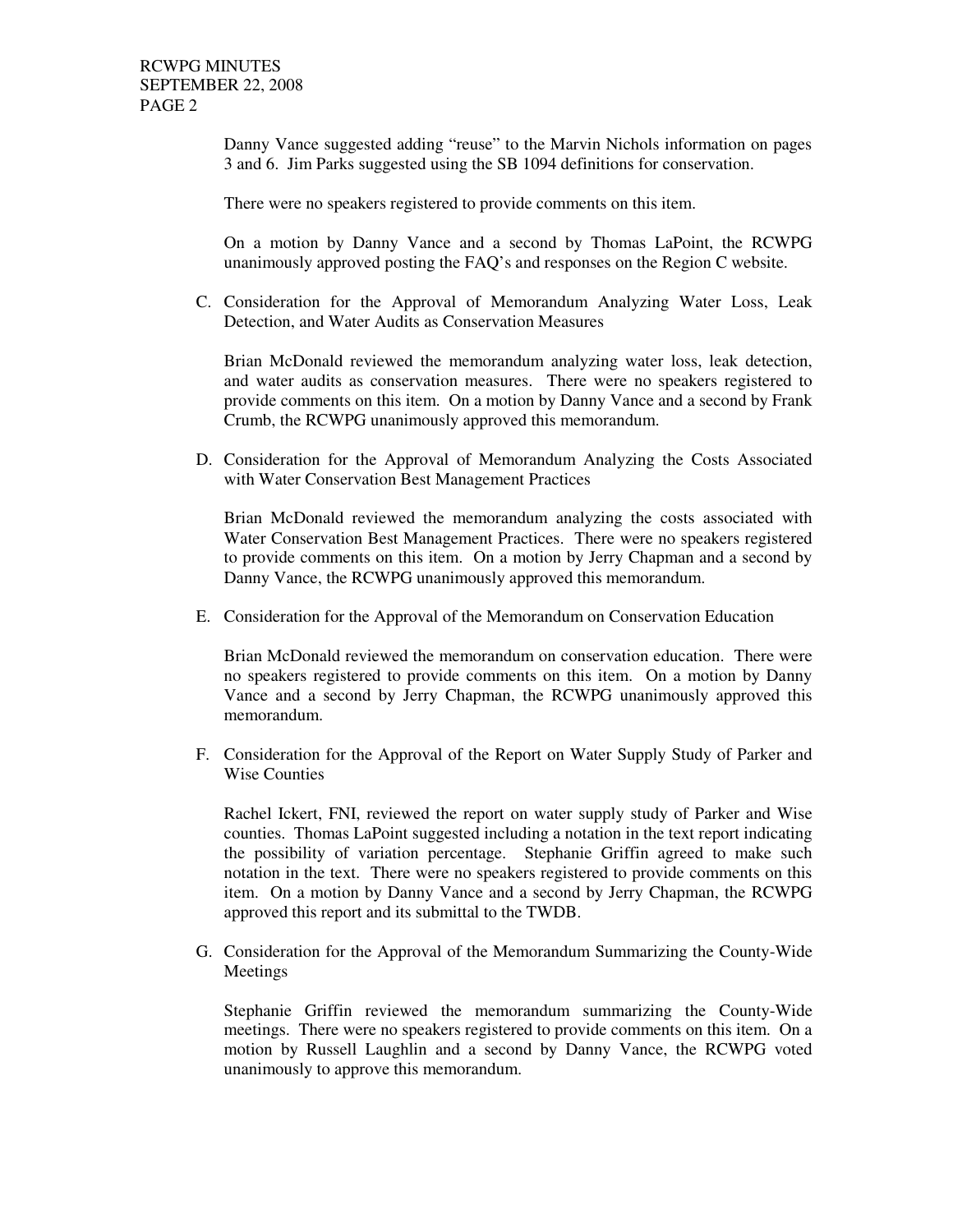Danny Vance suggested adding "reuse" to the Marvin Nichols information on pages 3 and 6. Jim Parks suggested using the SB 1094 definitions for conservation.

There were no speakers registered to provide comments on this item.

On a motion by Danny Vance and a second by Thomas LaPoint, the RCWPG unanimously approved posting the FAQ's and responses on the Region C website.

C. Consideration for the Approval of Memorandum Analyzing Water Loss, Leak Detection, and Water Audits as Conservation Measures

   Brian McDonald reviewed the memorandum analyzing water loss, leak detection, and water audits as conservation measures. There were no speakers registered to provide comments on this item. On a motion by Danny Vance and a second by Frank Crumb, the RCWPG unanimously approved this memorandum.

D. Consideration for the Approval of Memorandum Analyzing the Costs Associated with Water Conservation Best Management Practices

   Brian McDonald reviewed the memorandum analyzing the costs associated with Water Conservation Best Management Practices. There were no speakers registered to provide comments on this item. On a motion by Jerry Chapman and a second by Danny Vance, the RCWPG unanimously approved this memorandum.

E. Consideration for the Approval of the Memorandum on Conservation Education

   Brian McDonald reviewed the memorandum on conservation education. There were no speakers registered to provide comments on this item. On a motion by Danny Vance and a second by Jerry Chapman, the RCWPG unanimously approved this memorandum.

F. Consideration for the Approval of the Report on Water Supply Study of Parker and Wise Counties

   Rachel Ickert, FNI, reviewed the report on water supply study of Parker and Wise counties. Thomas LaPoint suggested including a notation in the text report indicating the possibility of variation percentage. Stephanie Griffin agreed to make such notation in the text. There were no speakers registered to provide comments on this item. On a motion by Danny Vance and a second by Jerry Chapman, the RCWPG approved this report and its submittal to the TWDB.

G. Consideration for the Approval of the Memorandum Summarizing the County-Wide Meetings

   Stephanie Griffin reviewed the memorandum summarizing the County-Wide meetings. There were no speakers registered to provide comments on this item. On a motion by Russell Laughlin and a second by Danny Vance, the RCWPG voted unanimously to approve this memorandum.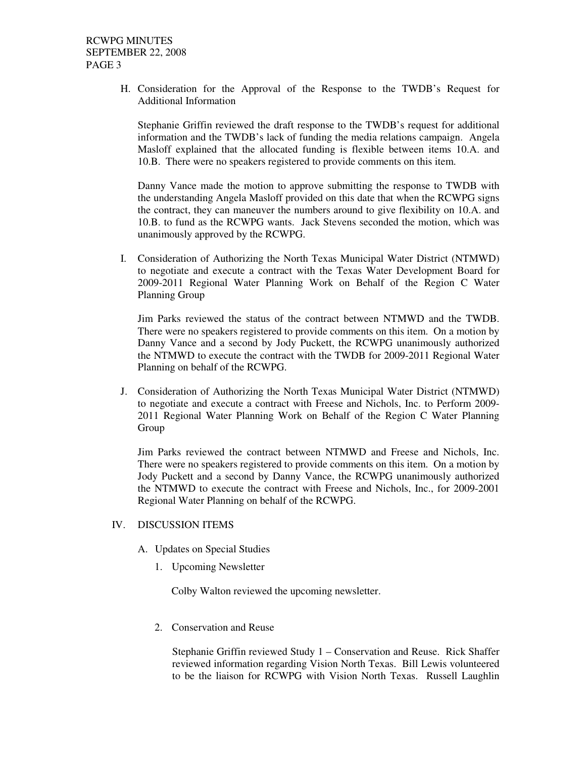H. Consideration for the Approval of the Response to the TWDB's Request for Additional Information

   Stephanie Griffin reviewed the draft response to the TWDB's request for additional information and the TWDB's lack of funding the media relations campaign. Angela Masloff explained that the allocated funding is flexible between items 10.A. and 10.B. There were no speakers registered to provide comments on this item.

   Danny Vance made the motion to approve submitting the response to TWDB with the understanding Angela Masloff provided on this date that when the RCWPG signs the contract, they can maneuver the numbers around to give flexibility on 10.A. and 10.B. to fund as the RCWPG wants. Jack Stevens seconded the motion, which was unanimously approved by the RCWPG.

I. Consideration of Authorizing the North Texas Municipal Water District (NTMWD) to negotiate and execute a contract with the Texas Water Development Board for 2009-2011 Regional Water Planning Work on Behalf of the Region C Water Planning Group

   Jim Parks reviewed the status of the contract between NTMWD and the TWDB. There were no speakers registered to provide comments on this item. On a motion by Danny Vance and a second by Jody Puckett, the RCWPG unanimously authorized the NTMWD to execute the contract with the TWDB for 2009-2011 Regional Water Planning on behalf of the RCWPG.

J. Consideration of Authorizing the North Texas Municipal Water District (NTMWD) to negotiate and execute a contract with Freese and Nichols, Inc. to Perform 2009-2011 Regional Water Planning Work on Behalf of the Region C Water Planning Group

   Jim Parks reviewed the contract between NTMWD and Freese and Nichols, Inc. There were no speakers registered to provide comments on this item. On a motion by Jody Puckett and a second by Danny Vance, the RCWPG unanimously authorized the NTMWD to execute the contract with Freese and Nichols, Inc., for 2009-2001 Regional Water Planning on behalf of the RCWPG.

IV. DISCUSSION ITEMS

   A. Updates on Special Studies

      1. Upcoming Newsletter

         Colby Walton reviewed the upcoming newsletter.

      2. Conservation and Reuse

         Stephanie Griffin reviewed Study 1 – Conservation and Reuse. Rick Shaffer reviewed information regarding Vision North Texas. Bill Lewis volunteered to be the liaison for RCWPG with Vision North Texas. Russell Laughlin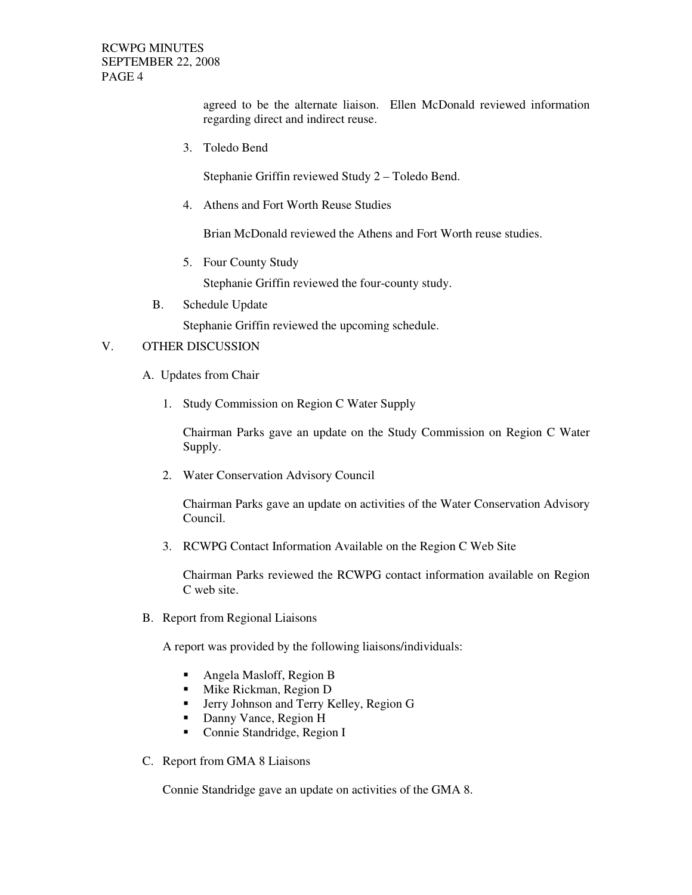agreed to be the alternate liaison. Ellen McDonald reviewed information regarding direct and indirect reuse.

3. Toledo Bend

   Stephanie Griffin reviewed Study 2 – Toledo Bend.

4. Athens and Fort Worth Reuse Studies

   Brian McDonald reviewed the Athens and Fort Worth reuse studies.

5. Four County Study

   Stephanie Griffin reviewed the four-county study.

B. Schedule Update

   Stephanie Griffin reviewed the upcoming schedule.

## V. OTHER DISCUSSION

A. Updates from Chair

1. Study Commission on Region C Water Supply

   Chairman Parks gave an update on the Study Commission on Region C Water Supply.

2. Water Conservation Advisory Council

   Chairman Parks gave an update on activities of the Water Conservation Advisory Council.

3. RCWPG Contact Information Available on the Region C Web Site

   Chairman Parks reviewed the RCWPG contact information available on Region C web site.

B. Report from Regional Liaisons

   A report was provided by the following liaisons/individuals:

   - Angela Masloff, Region B
   - Mike Rickman, Region D
   - Jerry Johnson and Terry Kelley, Region G
   - Danny Vance, Region H
   - Connie Standridge, Region I

C. Report from GMA 8 Liaisons

   Connie Standridge gave an update on activities of the GMA 8.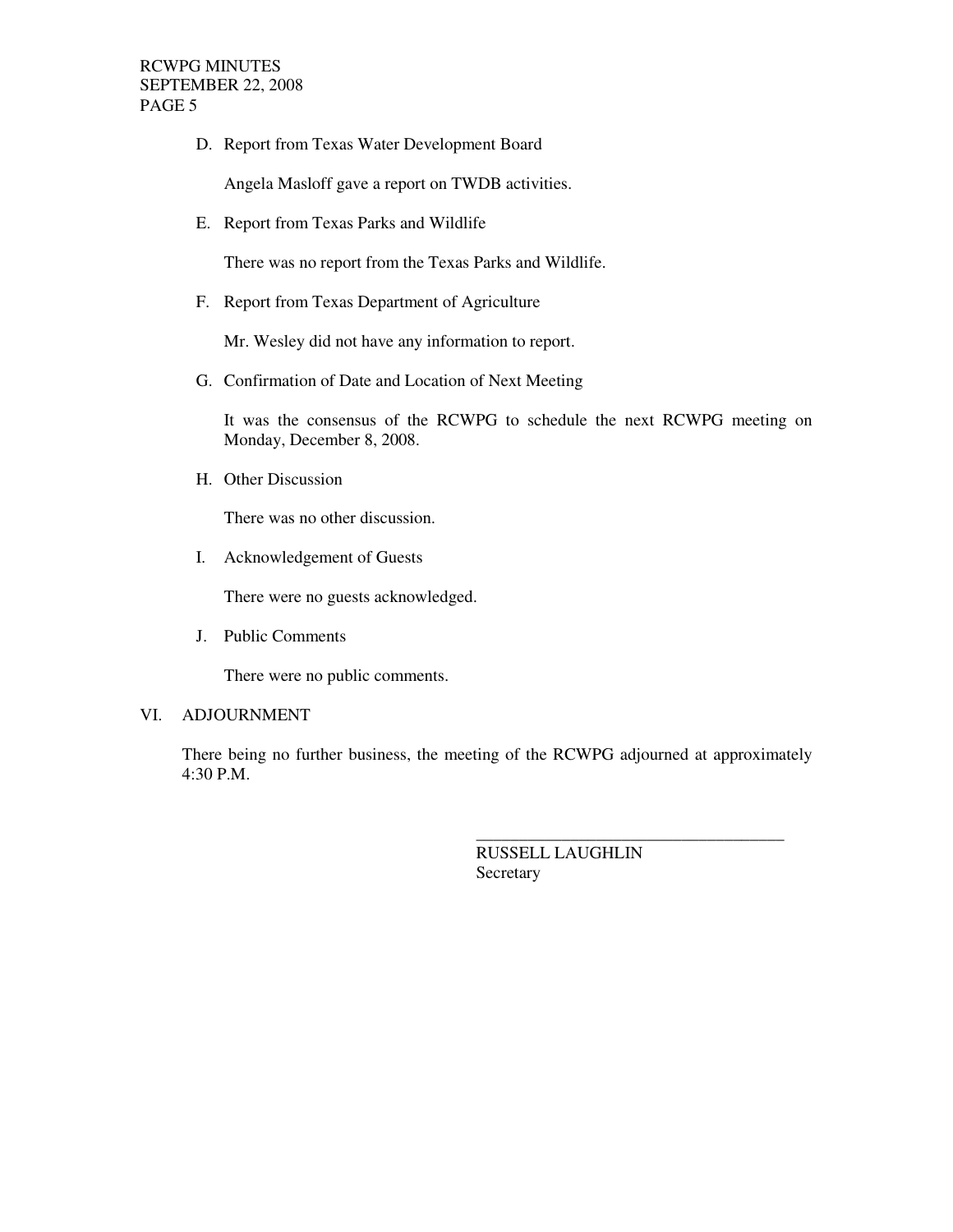D. Report from Texas Water Development Board

   Angela Masloff gave a report on TWDB activities.

E. Report from Texas Parks and Wildlife

   There was no report from the Texas Parks and Wildlife.

F. Report from Texas Department of Agriculture

   Mr. Wesley did not have any information to report.

G. Confirmation of Date and Location of Next Meeting

   It was the consensus of the RCWPG to schedule the next RCWPG meeting on Monday, December 8, 2008.

H. Other Discussion

   There was no other discussion.

I. Acknowledgement of Guests

   There were no guests acknowledged.

J. Public Comments

   There were no public comments.

## VI. ADJOURNMENT

There being no further business, the meeting of the RCWPG adjourned at approximately 4:30 P.M.

_____________________________________

RUSSELL LAUGHLIN
Secretary